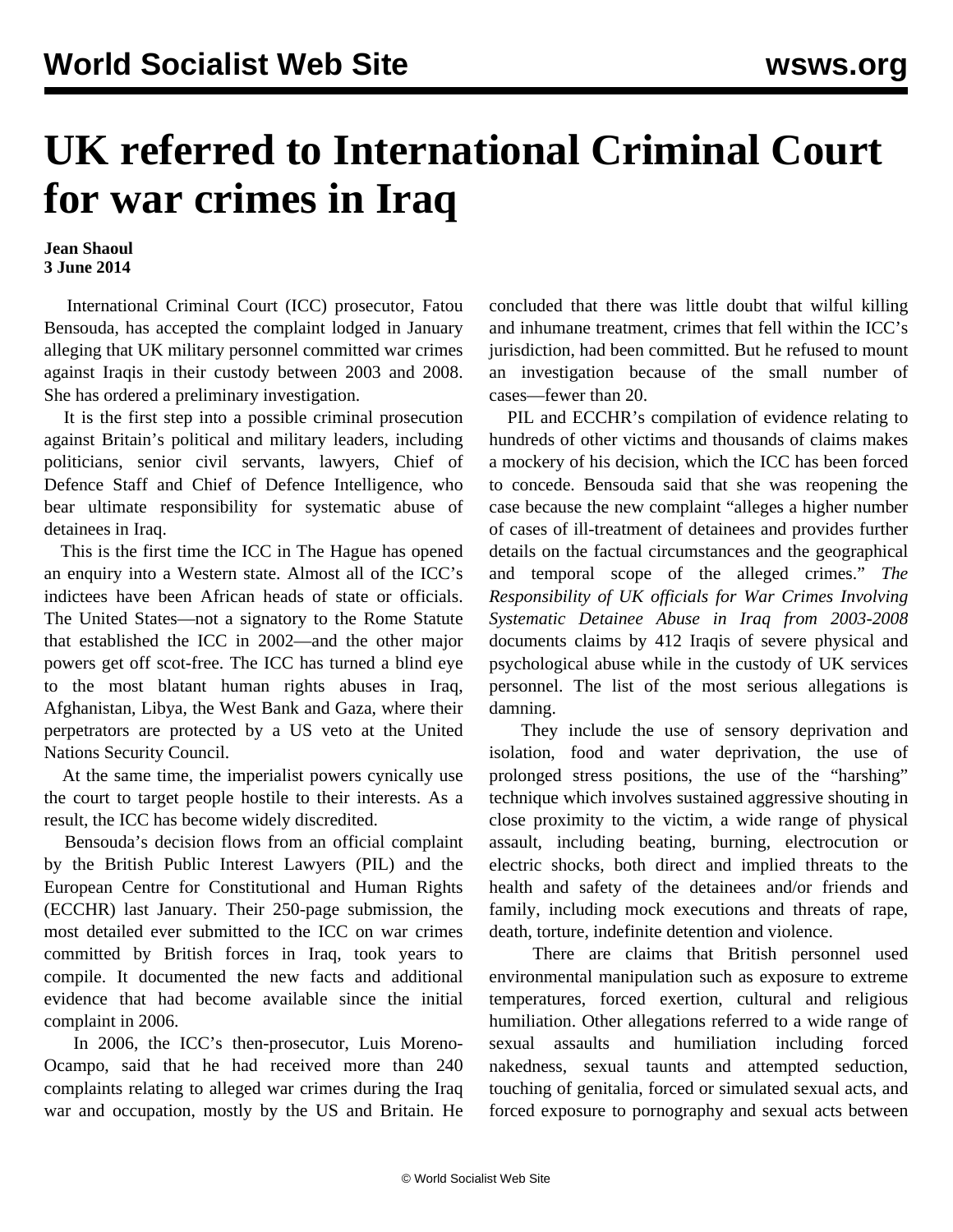# UK referred to International Criminal Court for war crimes in Iraq

**Jean Shaoul**
**3 June 2014**

International Criminal Court (ICC) prosecutor, Fatou Bensouda, has accepted the complaint lodged in January alleging that UK military personnel committed war crimes against Iraqis in their custody between 2003 and 2008. She has ordered a preliminary investigation.

It is the first step into a possible criminal prosecution against Britain's political and military leaders, including politicians, senior civil servants, lawyers, Chief of Defence Staff and Chief of Defence Intelligence, who bear ultimate responsibility for systematic abuse of detainees in Iraq.

This is the first time the ICC in The Hague has opened an enquiry into a Western state. Almost all of the ICC's indictees have been African heads of state or officials. The United States—not a signatory to the Rome Statute that established the ICC in 2002—and the other major powers get off scot-free. The ICC has turned a blind eye to the most blatant human rights abuses in Iraq, Afghanistan, Libya, the West Bank and Gaza, where their perpetrators are protected by a US veto at the United Nations Security Council.

At the same time, the imperialist powers cynically use the court to target people hostile to their interests. As a result, the ICC has become widely discredited.

Bensouda's decision flows from an official complaint by the British Public Interest Lawyers (PIL) and the European Centre for Constitutional and Human Rights (ECCHR) last January. Their 250-page submission, the most detailed ever submitted to the ICC on war crimes committed by British forces in Iraq, took years to compile. It documented the new facts and additional evidence that had become available since the initial complaint in 2006.

In 2006, the ICC's then-prosecutor, Luis Moreno-Ocampo, said that he had received more than 240 complaints relating to alleged war crimes during the Iraq war and occupation, mostly by the US and Britain. He concluded that there was little doubt that wilful killing and inhumane treatment, crimes that fell within the ICC's jurisdiction, had been committed. But he refused to mount an investigation because of the small number of cases—fewer than 20.

PIL and ECCHR's compilation of evidence relating to hundreds of other victims and thousands of claims makes a mockery of his decision, which the ICC has been forced to concede. Bensouda said that she was reopening the case because the new complaint "alleges a higher number of cases of ill-treatment of detainees and provides further details on the factual circumstances and the geographical and temporal scope of the alleged crimes." *The Responsibility of UK officials for War Crimes Involving Systematic Detainee Abuse in Iraq from 2003-2008* documents claims by 412 Iraqis of severe physical and psychological abuse while in the custody of UK services personnel. The list of the most serious allegations is damning.

They include the use of sensory deprivation and isolation, food and water deprivation, the use of prolonged stress positions, the use of the "harshing" technique which involves sustained aggressive shouting in close proximity to the victim, a wide range of physical assault, including beating, burning, electrocution or electric shocks, both direct and implied threats to the health and safety of the detainees and/or friends and family, including mock executions and threats of rape, death, torture, indefinite detention and violence.

There are claims that British personnel used environmental manipulation such as exposure to extreme temperatures, forced exertion, cultural and religious humiliation. Other allegations referred to a wide range of sexual assaults and humiliation including forced nakedness, sexual taunts and attempted seduction, touching of genitalia, forced or simulated sexual acts, and forced exposure to pornography and sexual acts between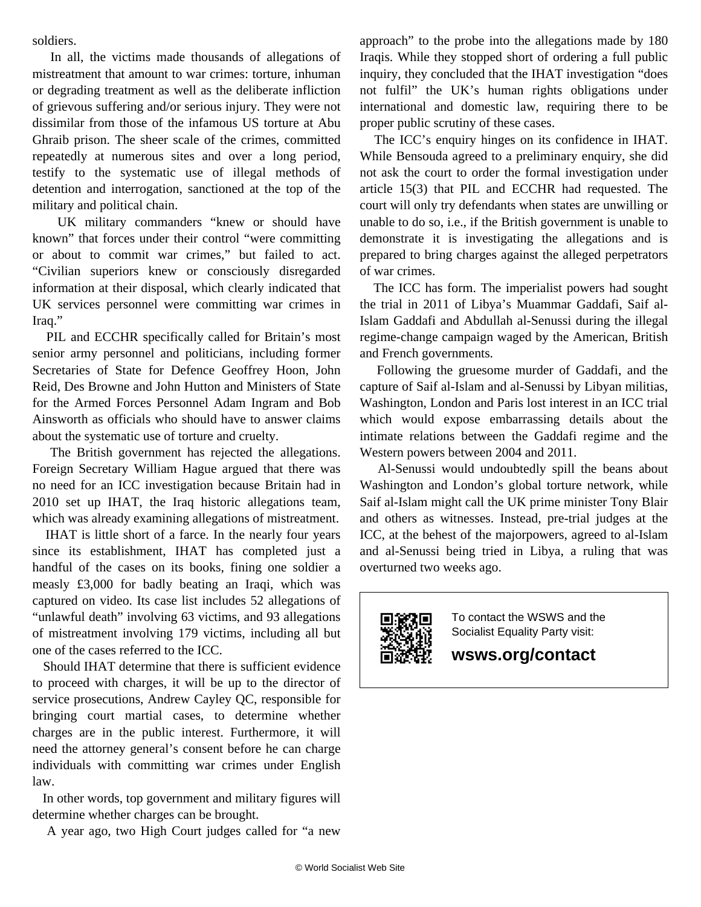soldiers.

In all, the victims made thousands of allegations of mistreatment that amount to war crimes: torture, inhuman or degrading treatment as well as the deliberate infliction of grievous suffering and/or serious injury. They were not dissimilar from those of the infamous US torture at Abu Ghraib prison. The sheer scale of the crimes, committed repeatedly at numerous sites and over a long period, testify to the systematic use of illegal methods of detention and interrogation, sanctioned at the top of the military and political chain.

UK military commanders "knew or should have known" that forces under their control "were committing or about to commit war crimes," but failed to act. "Civilian superiors knew or consciously disregarded information at their disposal, which clearly indicated that UK services personnel were committing war crimes in Iraq."

PIL and ECCHR specifically called for Britain's most senior army personnel and politicians, including former Secretaries of State for Defence Geoffrey Hoon, John Reid, Des Browne and John Hutton and Ministers of State for the Armed Forces Personnel Adam Ingram and Bob Ainsworth as officials who should have to answer claims about the systematic use of torture and cruelty.

The British government has rejected the allegations. Foreign Secretary William Hague argued that there was no need for an ICC investigation because Britain had in 2010 set up IHAT, the Iraq historic allegations team, which was already examining allegations of mistreatment.

IHAT is little short of a farce. In the nearly four years since its establishment, IHAT has completed just a handful of the cases on its books, fining one soldier a measly £3,000 for badly beating an Iraqi, which was captured on video. Its case list includes 52 allegations of "unlawful death" involving 63 victims, and 93 allegations of mistreatment involving 179 victims, including all but one of the cases referred to the ICC.

Should IHAT determine that there is sufficient evidence to proceed with charges, it will be up to the director of service prosecutions, Andrew Cayley QC, responsible for bringing court martial cases, to determine whether charges are in the public interest. Furthermore, it will need the attorney general's consent before he can charge individuals with committing war crimes under English law.

In other words, top government and military figures will determine whether charges can be brought.

A year ago, two High Court judges called for "a new approach" to the probe into the allegations made by 180 Iraqis. While they stopped short of ordering a full public inquiry, they concluded that the IHAT investigation "does not fulfil" the UK's human rights obligations under international and domestic law, requiring there to be proper public scrutiny of these cases.

The ICC's enquiry hinges on its confidence in IHAT. While Bensouda agreed to a preliminary enquiry, she did not ask the court to order the formal investigation under article 15(3) that PIL and ECCHR had requested. The court will only try defendants when states are unwilling or unable to do so, i.e., if the British government is unable to demonstrate it is investigating the allegations and is prepared to bring charges against the alleged perpetrators of war crimes.

The ICC has form. The imperialist powers had sought the trial in 2011 of Libya's Muammar Gaddafi, Saif al-Islam Gaddafi and Abdullah al-Senussi during the illegal regime-change campaign waged by the American, British and French governments.

Following the gruesome murder of Gaddafi, and the capture of Saif al-Islam and al-Senussi by Libyan militias, Washington, London and Paris lost interest in an ICC trial which would expose embarrassing details about the intimate relations between the Gaddafi regime and the Western powers between 2004 and 2011.

Al-Senussi would undoubtedly spill the beans about Washington and London's global torture network, while Saif al-Islam might call the UK prime minister Tony Blair and others as witnesses. Instead, pre-trial judges at the ICC, at the behest of the majorpowers, agreed to al-Islam and al-Senussi being tried in Libya, a ruling that was overturned two weeks ago.

To contact the WSWS and the Socialist Equality Party visit:

**wsws.org/contact**